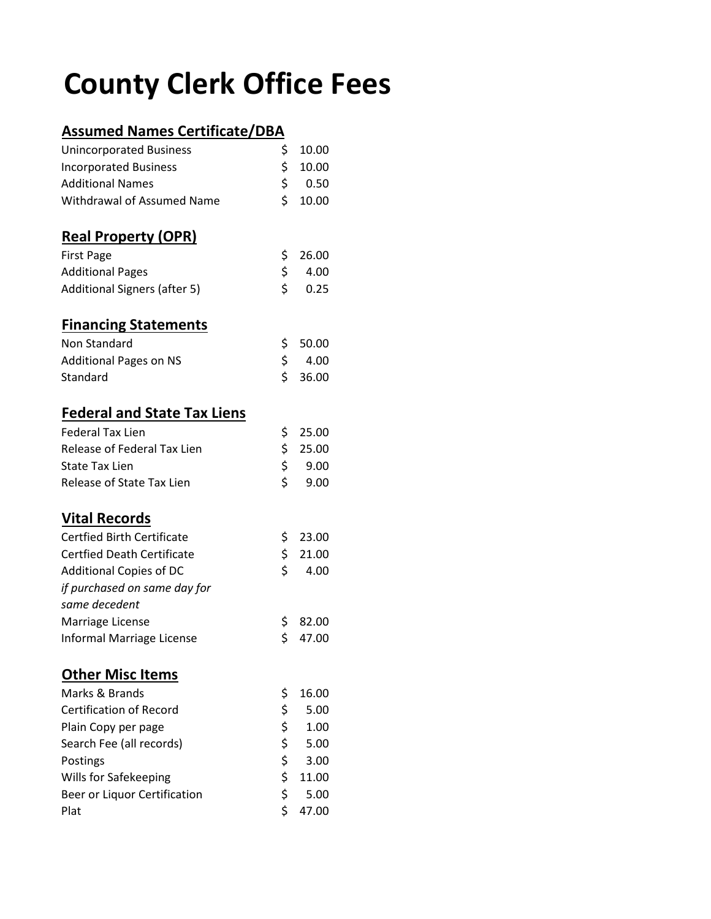# County Clerk Office Fees

## Assumed Names Certificate/DBA

| | |
|---|---|
| Unincorporated Business | $ 10.00 |
| Incorporated Business | $ 10.00 |
| Additional Names | $ 0.50 |
| Withdrawal of Assumed Name | $ 10.00 |

## Real Property (OPR)

| | |
|---|---|
| First Page | $ 26.00 |
| Additional Pages | $ 4.00 |
| Additional Signers (after 5) | $ 0.25 |

## Financing Statements

| | |
|---|---|
| Non Standard | $ 50.00 |
| Additional Pages on NS | $ 4.00 |
| Standard | $ 36.00 |

## Federal and State Tax Liens

| | |
|---|---|
| Federal Tax Lien | $ 25.00 |
| Release of Federal Tax Lien | $ 25.00 |
| State Tax Lien | $ 9.00 |
| Release of State Tax Lien | $ 9.00 |

## Vital Records

| | |
|---|---|
| Certfied Birth Certificate | $ 23.00 |
| Certfied Death Certificate | $ 21.00 |
| Additional Copies of DC *if purchased on same day for same decedent* | $ 4.00 |
| Marriage License | $ 82.00 |
| Informal Marriage License | $ 47.00 |

## Other Misc Items

| | |
|---|---|
| Marks & Brands | $ 16.00 |
| Certification of Record | $ 5.00 |
| Plain Copy per page | $ 1.00 |
| Search Fee (all records) | $ 5.00 |
| Postings | $ 3.00 |
| Wills for Safekeeping | $ 11.00 |
| Beer or Liquor Certification | $ 5.00 |
| Plat | $ 47.00 |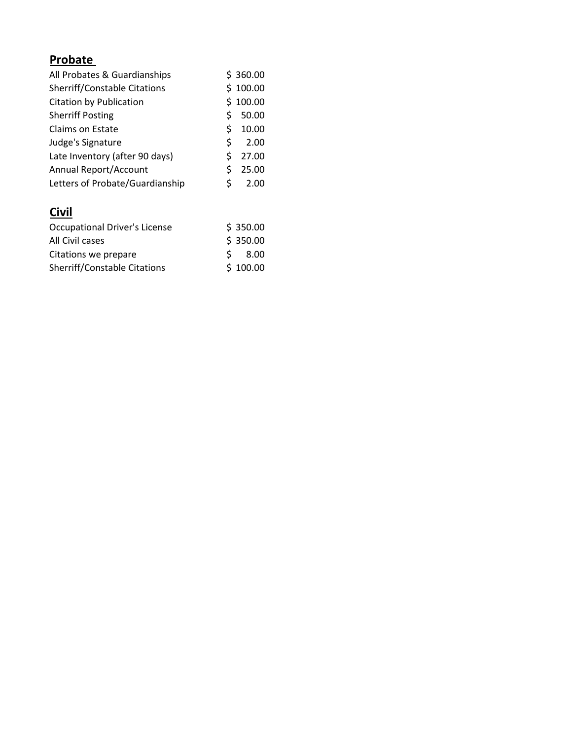## Probate

| | |
|---|---|
| All Probates & Guardianships | $ 360.00 |
| Sherriff/Constable Citations | $ 100.00 |
| Citation by Publication | $ 100.00 |
| Sherriff Posting | $ 50.00 |
| Claims on Estate | $ 10.00 |
| Judge's Signature | $ 2.00 |
| Late Inventory (after 90 days) | $ 27.00 |
| Annual Report/Account | $ 25.00 |
| Letters of Probate/Guardianship | $ 2.00 |

## Civil

| | |
|---|---|
| Occupational Driver's License | $ 350.00 |
| All Civil cases | $ 350.00 |
| Citations we prepare | $ 8.00 |
| Sherriff/Constable Citations | $ 100.00 |